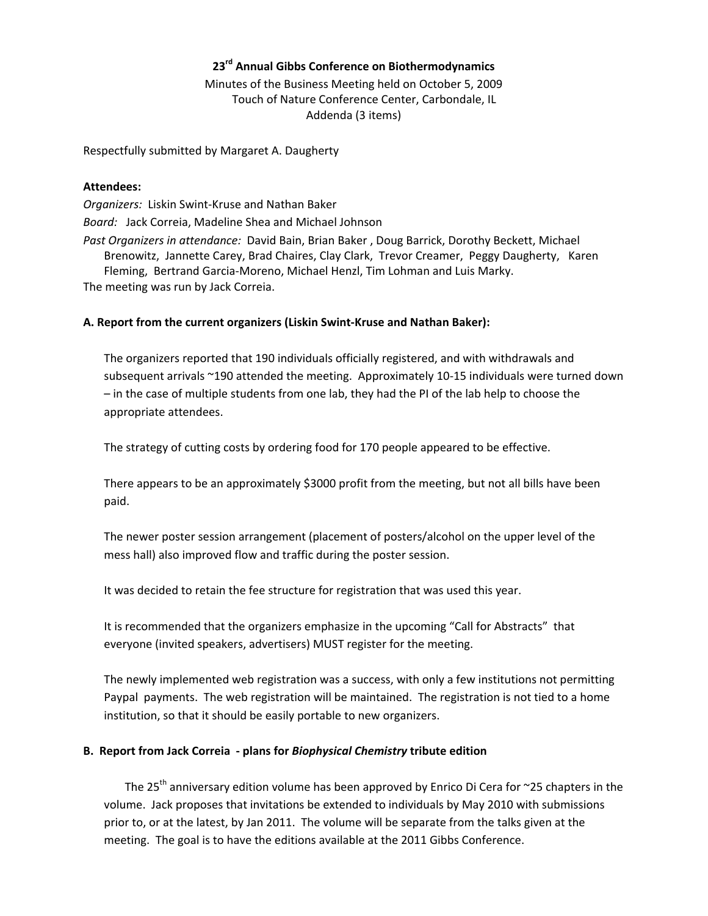# 23rd Annual Gibbs Conference on Biothermodynamics

Minutes of the Business Meeting held on October 5, 2009
Touch of Nature Conference Center, Carbondale, IL
Addenda (3 items)

Respectfully submitted by Margaret A. Daugherty

**Attendees:**

*Organizers:* Liskin Swint-Kruse and Nathan Baker

*Board:* Jack Correia, Madeline Shea and Michael Johnson

*Past Organizers in attendance:* David Bain, Brian Baker , Doug Barrick, Dorothy Beckett, Michael Brenowitz, Jannette Carey, Brad Chaires, Clay Clark, Trevor Creamer, Peggy Daugherty, Karen Fleming, Bertrand Garcia-Moreno, Michael Henzl, Tim Lohman and Luis Marky.

The meeting was run by Jack Correia.

**A. Report from the current organizers (Liskin Swint-Kruse and Nathan Baker):**

The organizers reported that 190 individuals officially registered, and with withdrawals and subsequent arrivals ~190 attended the meeting. Approximately 10-15 individuals were turned down – in the case of multiple students from one lab, they had the PI of the lab help to choose the appropriate attendees.

The strategy of cutting costs by ordering food for 170 people appeared to be effective.

There appears to be an approximately $3000 profit from the meeting, but not all bills have been paid.

The newer poster session arrangement (placement of posters/alcohol on the upper level of the mess hall) also improved flow and traffic during the poster session.

It was decided to retain the fee structure for registration that was used this year.

It is recommended that the organizers emphasize in the upcoming "Call for Abstracts" that everyone (invited speakers, advertisers) MUST register for the meeting.

The newly implemented web registration was a success, with only a few institutions not permitting Paypal payments. The web registration will be maintained. The registration is not tied to a home institution, so that it should be easily portable to new organizers.

**B. Report from Jack Correia - plans for *Biophysical Chemistry* tribute edition**

The 25th anniversary edition volume has been approved by Enrico Di Cera for ~25 chapters in the volume. Jack proposes that invitations be extended to individuals by May 2010 with submissions prior to, or at the latest, by Jan 2011. The volume will be separate from the talks given at the meeting. The goal is to have the editions available at the 2011 Gibbs Conference.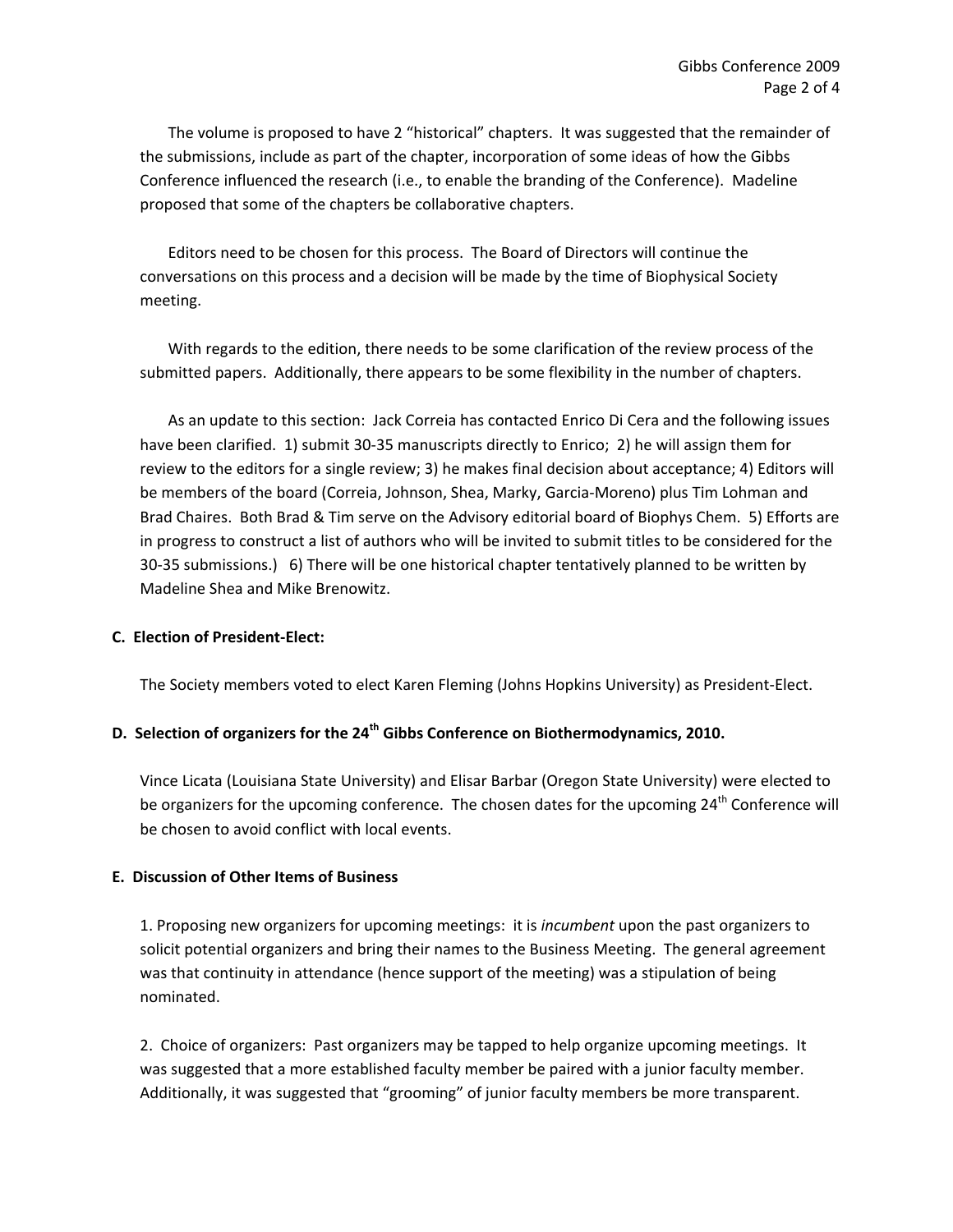The volume is proposed to have 2 "historical" chapters. It was suggested that the remainder of the submissions, include as part of the chapter, incorporation of some ideas of how the Gibbs Conference influenced the research (i.e., to enable the branding of the Conference). Madeline proposed that some of the chapters be collaborative chapters.

Editors need to be chosen for this process. The Board of Directors will continue the conversations on this process and a decision will be made by the time of Biophysical Society meeting.

With regards to the edition, there needs to be some clarification of the review process of the submitted papers. Additionally, there appears to be some flexibility in the number of chapters.

As an update to this section: Jack Correia has contacted Enrico Di Cera and the following issues have been clarified. 1) submit 30-35 manuscripts directly to Enrico; 2) he will assign them for review to the editors for a single review; 3) he makes final decision about acceptance; 4) Editors will be members of the board (Correia, Johnson, Shea, Marky, Garcia-Moreno) plus Tim Lohman and Brad Chaires. Both Brad & Tim serve on the Advisory editorial board of Biophys Chem. 5) Efforts are in progress to construct a list of authors who will be invited to submit titles to be considered for the 30-35 submissions.) 6) There will be one historical chapter tentatively planned to be written by Madeline Shea and Mike Brenowitz.

### C. Election of President-Elect:

The Society members voted to elect Karen Fleming (Johns Hopkins University) as President-Elect.

### D. Selection of organizers for the 24th Gibbs Conference on Biothermodynamics, 2010.

Vince Licata (Louisiana State University) and Elisar Barbar (Oregon State University) were elected to be organizers for the upcoming conference. The chosen dates for the upcoming 24th Conference will be chosen to avoid conflict with local events.

### E. Discussion of Other Items of Business

1. Proposing new organizers for upcoming meetings: it is *incumbent* upon the past organizers to solicit potential organizers and bring their names to the Business Meeting. The general agreement was that continuity in attendance (hence support of the meeting) was a stipulation of being nominated.

2. Choice of organizers: Past organizers may be tapped to help organize upcoming meetings. It was suggested that a more established faculty member be paired with a junior faculty member. Additionally, it was suggested that "grooming" of junior faculty members be more transparent.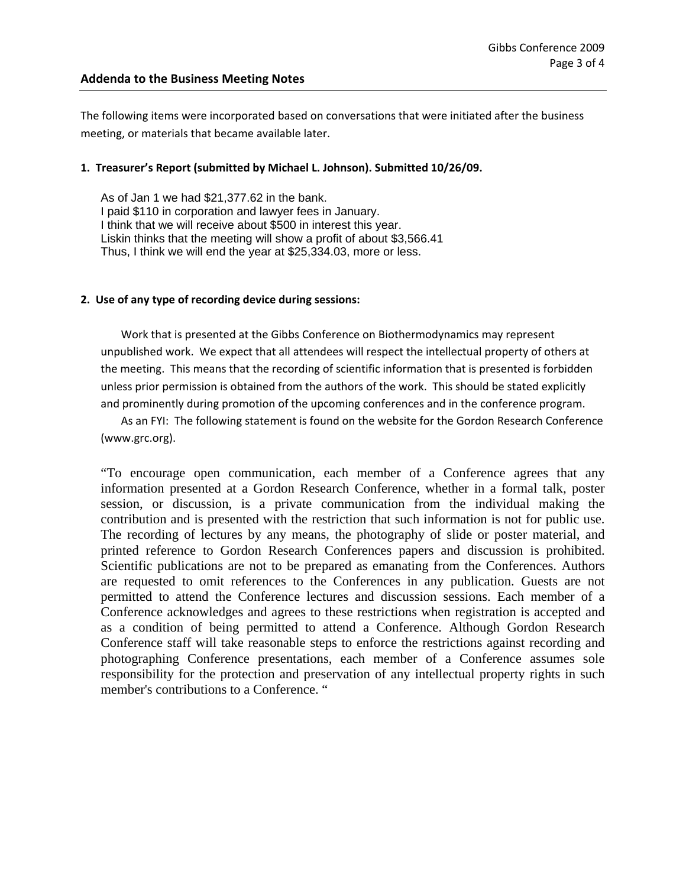## Addenda to the Business Meeting Notes

The following items were incorporated based on conversations that were initiated after the business meeting, or materials that became available later.

**1. Treasurer's Report (submitted by Michael L. Johnson). Submitted 10/26/09.**

As of Jan 1 we had $21,377.62 in the bank.
I paid $110 in corporation and lawyer fees in January.
I think that we will receive about $500 in interest this year.
Liskin thinks that the meeting will show a profit of about $3,566.41
Thus, I think we will end the year at $25,334.03, more or less.

**2. Use of any type of recording device during sessions:**

Work that is presented at the Gibbs Conference on Biothermodynamics may represent unpublished work. We expect that all attendees will respect the intellectual property of others at the meeting. This means that the recording of scientific information that is presented is forbidden unless prior permission is obtained from the authors of the work. This should be stated explicitly and prominently during promotion of the upcoming conferences and in the conference program.

As an FYI: The following statement is found on the website for the Gordon Research Conference (www.grc.org).

"To encourage open communication, each member of a Conference agrees that any information presented at a Gordon Research Conference, whether in a formal talk, poster session, or discussion, is a private communication from the individual making the contribution and is presented with the restriction that such information is not for public use. The recording of lectures by any means, the photography of slide or poster material, and printed reference to Gordon Research Conferences papers and discussion is prohibited. Scientific publications are not to be prepared as emanating from the Conferences. Authors are requested to omit references to the Conferences in any publication. Guests are not permitted to attend the Conference lectures and discussion sessions. Each member of a Conference acknowledges and agrees to these restrictions when registration is accepted and as a condition of being permitted to attend a Conference. Although Gordon Research Conference staff will take reasonable steps to enforce the restrictions against recording and photographing Conference presentations, each member of a Conference assumes sole responsibility for the protection and preservation of any intellectual property rights in such member's contributions to a Conference. "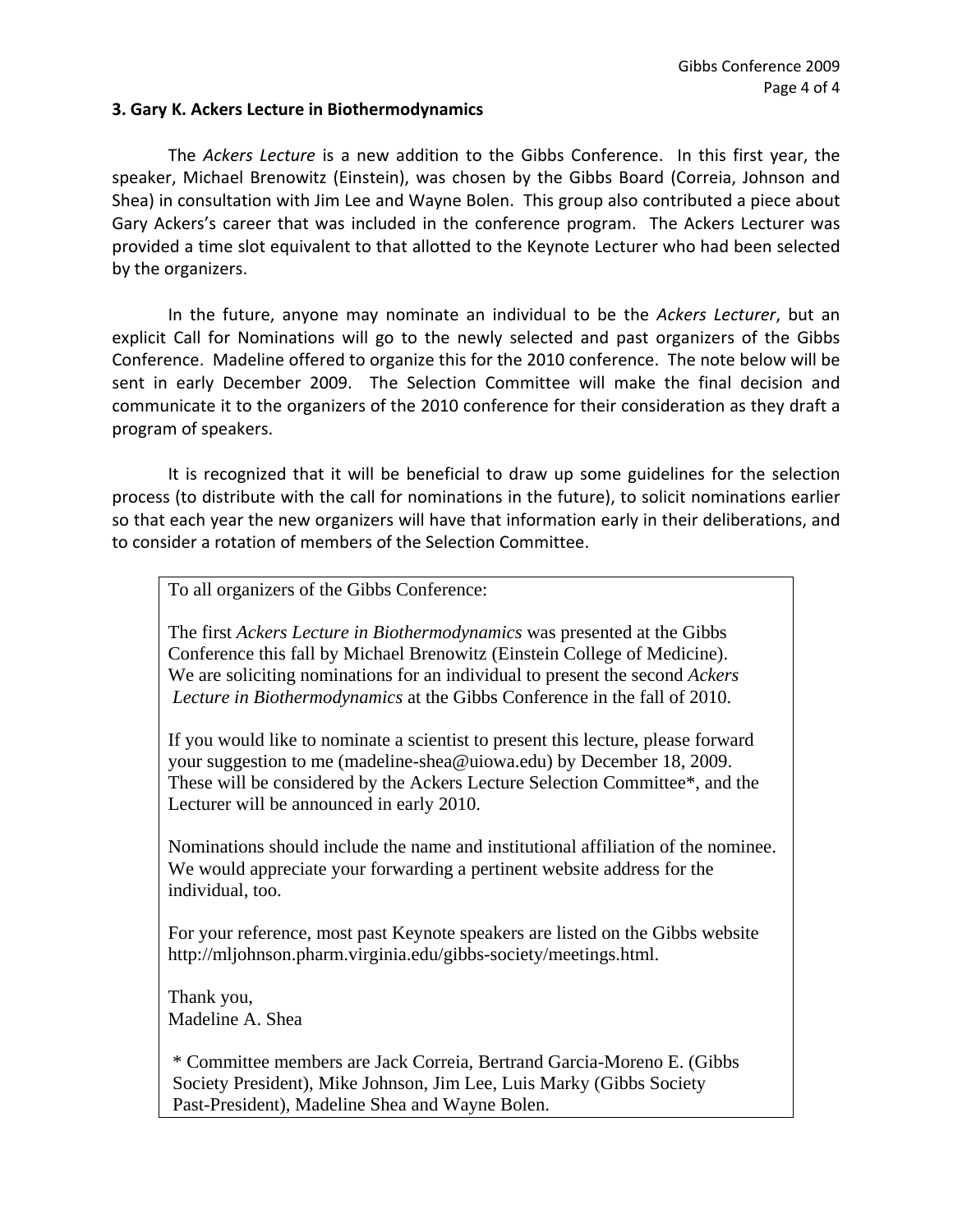### 3. Gary K. Ackers Lecture in Biothermodynamics

The *Ackers Lecture* is a new addition to the Gibbs Conference. In this first year, the speaker, Michael Brenowitz (Einstein), was chosen by the Gibbs Board (Correia, Johnson and Shea) in consultation with Jim Lee and Wayne Bolen. This group also contributed a piece about Gary Ackers's career that was included in the conference program. The Ackers Lecturer was provided a time slot equivalent to that allotted to the Keynote Lecturer who had been selected by the organizers.

In the future, anyone may nominate an individual to be the *Ackers Lecturer*, but an explicit Call for Nominations will go to the newly selected and past organizers of the Gibbs Conference. Madeline offered to organize this for the 2010 conference. The note below will be sent in early December 2009. The Selection Committee will make the final decision and communicate it to the organizers of the 2010 conference for their consideration as they draft a program of speakers.

It is recognized that it will be beneficial to draw up some guidelines for the selection process (to distribute with the call for nominations in the future), to solicit nominations earlier so that each year the new organizers will have that information early in their deliberations, and to consider a rotation of members of the Selection Committee.

> To all organizers of the Gibbs Conference:
>
> The first *Ackers Lecture in Biothermodynamics* was presented at the Gibbs Conference this fall by Michael Brenowitz (Einstein College of Medicine). We are soliciting nominations for an individual to present the second *Ackers Lecture in Biothermodynamics* at the Gibbs Conference in the fall of 2010.
>
> If you would like to nominate a scientist to present this lecture, please forward your suggestion to me (madeline-shea@uiowa.edu) by December 18, 2009. These will be considered by the Ackers Lecture Selection Committee*, and the Lecturer will be announced in early 2010.
>
> Nominations should include the name and institutional affiliation of the nominee. We would appreciate your forwarding a pertinent website address for the individual, too.
>
> For your reference, most past Keynote speakers are listed on the Gibbs website http://mljohnson.pharm.virginia.edu/gibbs-society/meetings.html.
>
> Thank you,
> Madeline A. Shea
>
> * Committee members are Jack Correia, Bertrand Garcia-Moreno E. (Gibbs Society President), Mike Johnson, Jim Lee, Luis Marky (Gibbs Society Past-President), Madeline Shea and Wayne Bolen.